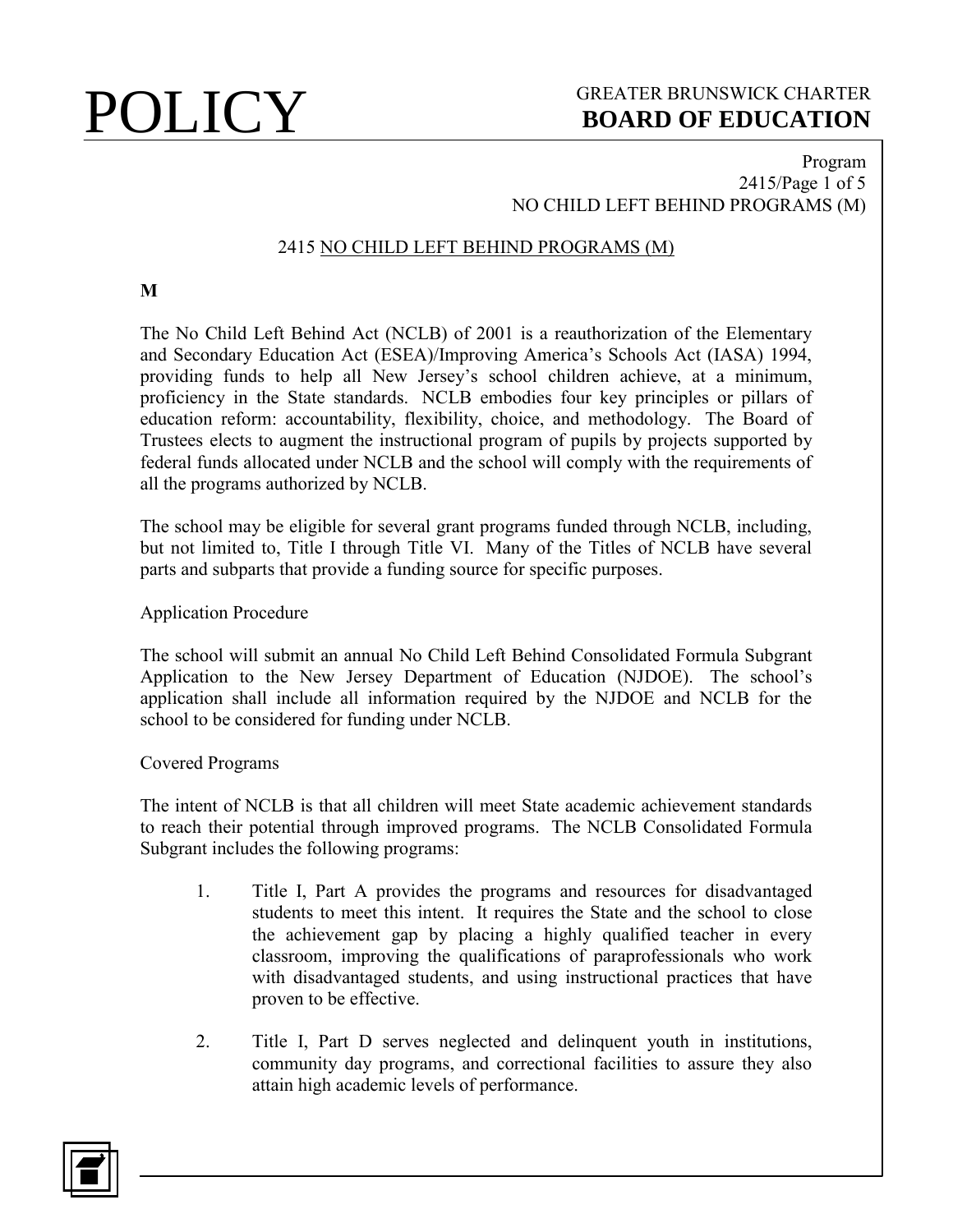# 2415 NO CHILD LEFT BEHIND PROGRAMS (M)

**M**

The No Child Left Behind Act (NCLB) of 2001 is a reauthorization of the Elementary and Secondary Education Act (ESEA)/Improving America's Schools Act (IASA) 1994, providing funds to help all New Jersey's school children achieve, at a minimum, proficiency in the State standards. NCLB embodies four key principles or pillars of education reform: accountability, flexibility, choice, and methodology. The Board of Trustees elects to augment the instructional program of pupils by projects supported by federal funds allocated under NCLB and the school will comply with the requirements of all the programs authorized by NCLB.

The school may be eligible for several grant programs funded through NCLB, including, but not limited to, Title I through Title VI. Many of the Titles of NCLB have several parts and subparts that provide a funding source for specific purposes.

Application Procedure

The school will submit an annual No Child Left Behind Consolidated Formula Subgrant Application to the New Jersey Department of Education (NJDOE). The school's application shall include all information required by the NJDOE and NCLB for the school to be considered for funding under NCLB.

Covered Programs

The intent of NCLB is that all children will meet State academic achievement standards to reach their potential through improved programs. The NCLB Consolidated Formula Subgrant includes the following programs:

1. Title I, Part A provides the programs and resources for disadvantaged students to meet this intent. It requires the State and the school to close the achievement gap by placing a highly qualified teacher in every classroom, improving the qualifications of paraprofessionals who work with disadvantaged students, and using instructional practices that have proven to be effective.

2. Title I, Part D serves neglected and delinquent youth in institutions, community day programs, and correctional facilities to assure they also attain high academic levels of performance.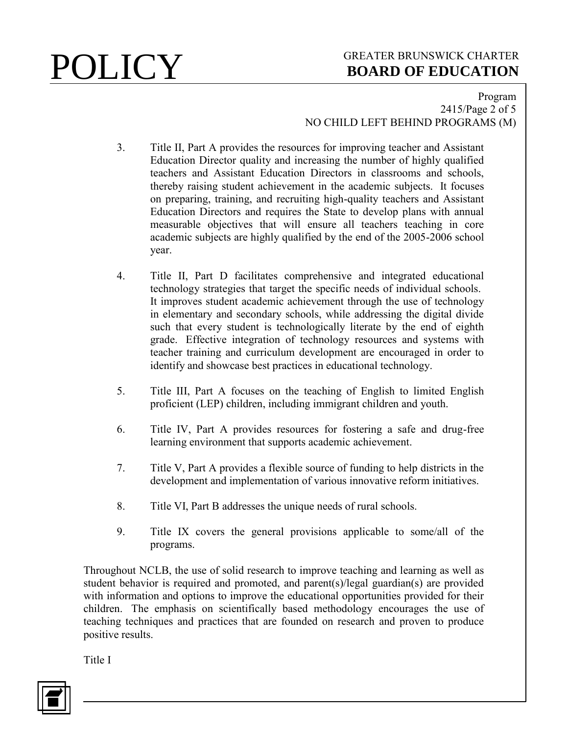3. Title II, Part A provides the resources for improving teacher and Assistant Education Director quality and increasing the number of highly qualified teachers and Assistant Education Directors in classrooms and schools, thereby raising student achievement in the academic subjects. It focuses on preparing, training, and recruiting high-quality teachers and Assistant Education Directors and requires the State to develop plans with annual measurable objectives that will ensure all teachers teaching in core academic subjects are highly qualified by the end of the 2005-2006 school year.

4. Title II, Part D facilitates comprehensive and integrated educational technology strategies that target the specific needs of individual schools. It improves student academic achievement through the use of technology in elementary and secondary schools, while addressing the digital divide such that every student is technologically literate by the end of eighth grade. Effective integration of technology resources and systems with teacher training and curriculum development are encouraged in order to identify and showcase best practices in educational technology.

5. Title III, Part A focuses on the teaching of English to limited English proficient (LEP) children, including immigrant children and youth.

6. Title IV, Part A provides resources for fostering a safe and drug-free learning environment that supports academic achievement.

7. Title V, Part A provides a flexible source of funding to help districts in the development and implementation of various innovative reform initiatives.

8. Title VI, Part B addresses the unique needs of rural schools.

9. Title IX covers the general provisions applicable to some/all of the programs.

Throughout NCLB, the use of solid research to improve teaching and learning as well as student behavior is required and promoted, and parent(s)/legal guardian(s) are provided with information and options to improve the educational opportunities provided for their children. The emphasis on scientifically based methodology encourages the use of teaching techniques and practices that are founded on research and proven to produce positive results.

Title I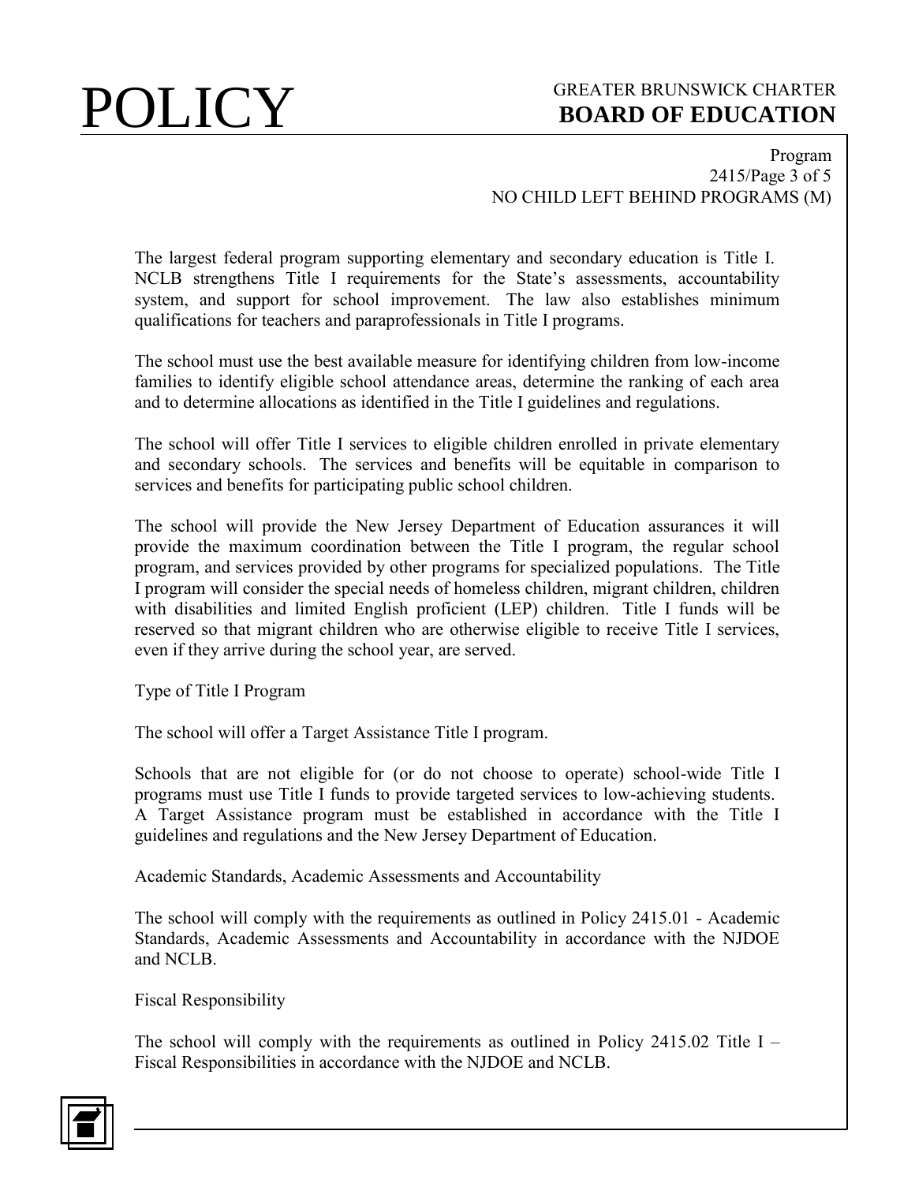The largest federal program supporting elementary and secondary education is Title I. NCLB strengthens Title I requirements for the State's assessments, accountability system, and support for school improvement. The law also establishes minimum qualifications for teachers and paraprofessionals in Title I programs.

The school must use the best available measure for identifying children from low-income families to identify eligible school attendance areas, determine the ranking of each area and to determine allocations as identified in the Title I guidelines and regulations.

The school will offer Title I services to eligible children enrolled in private elementary and secondary schools. The services and benefits will be equitable in comparison to services and benefits for participating public school children.

The school will provide the New Jersey Department of Education assurances it will provide the maximum coordination between the Title I program, the regular school program, and services provided by other programs for specialized populations. The Title I program will consider the special needs of homeless children, migrant children, children with disabilities and limited English proficient (LEP) children. Title I funds will be reserved so that migrant children who are otherwise eligible to receive Title I services, even if they arrive during the school year, are served.

Type of Title I Program

The school will offer a Target Assistance Title I program.

Schools that are not eligible for (or do not choose to operate) school-wide Title I programs must use Title I funds to provide targeted services to low-achieving students. A Target Assistance program must be established in accordance with the Title I guidelines and regulations and the New Jersey Department of Education.

Academic Standards, Academic Assessments and Accountability

The school will comply with the requirements as outlined in Policy 2415.01 - Academic Standards, Academic Assessments and Accountability in accordance with the NJDOE and NCLB.

Fiscal Responsibility

The school will comply with the requirements as outlined in Policy 2415.02 Title I – Fiscal Responsibilities in accordance with the NJDOE and NCLB.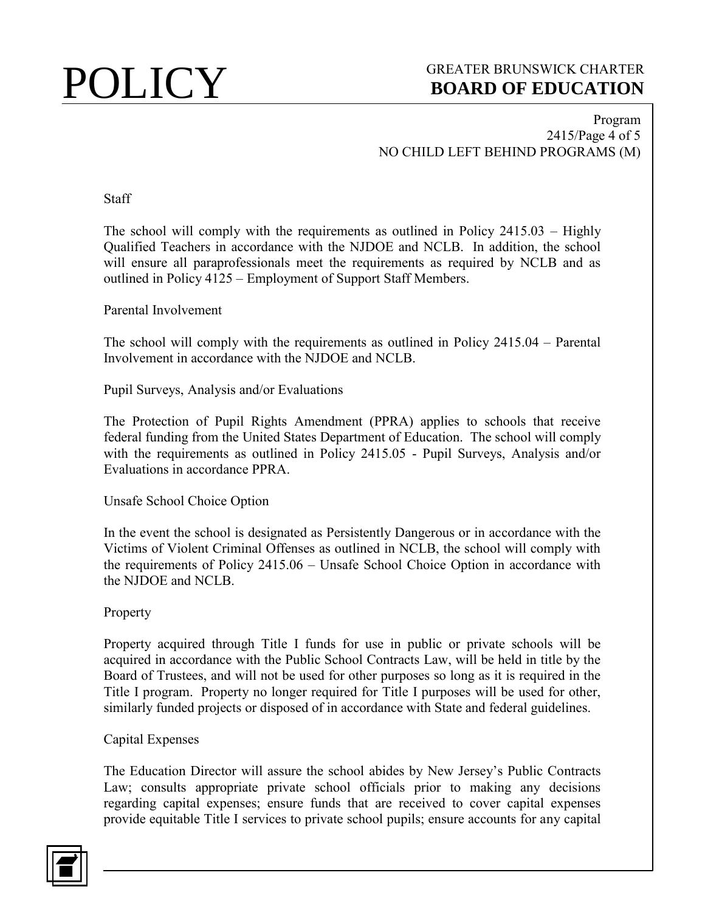Staff

The school will comply with the requirements as outlined in Policy 2415.03 – Highly Qualified Teachers in accordance with the NJDOE and NCLB. In addition, the school will ensure all paraprofessionals meet the requirements as required by NCLB and as outlined in Policy 4125 – Employment of Support Staff Members.

Parental Involvement

The school will comply with the requirements as outlined in Policy 2415.04 – Parental Involvement in accordance with the NJDOE and NCLB.

Pupil Surveys, Analysis and/or Evaluations

The Protection of Pupil Rights Amendment (PPRA) applies to schools that receive federal funding from the United States Department of Education. The school will comply with the requirements as outlined in Policy 2415.05 - Pupil Surveys, Analysis and/or Evaluations in accordance PPRA.

Unsafe School Choice Option

In the event the school is designated as Persistently Dangerous or in accordance with the Victims of Violent Criminal Offenses as outlined in NCLB, the school will comply with the requirements of Policy 2415.06 – Unsafe School Choice Option in accordance with the NJDOE and NCLB.

Property

Property acquired through Title I funds for use in public or private schools will be acquired in accordance with the Public School Contracts Law, will be held in title by the Board of Trustees, and will not be used for other purposes so long as it is required in the Title I program. Property no longer required for Title I purposes will be used for other, similarly funded projects or disposed of in accordance with State and federal guidelines.

Capital Expenses

The Education Director will assure the school abides by New Jersey's Public Contracts Law; consults appropriate private school officials prior to making any decisions regarding capital expenses; ensure funds that are received to cover capital expenses provide equitable Title I services to private school pupils; ensure accounts for any capital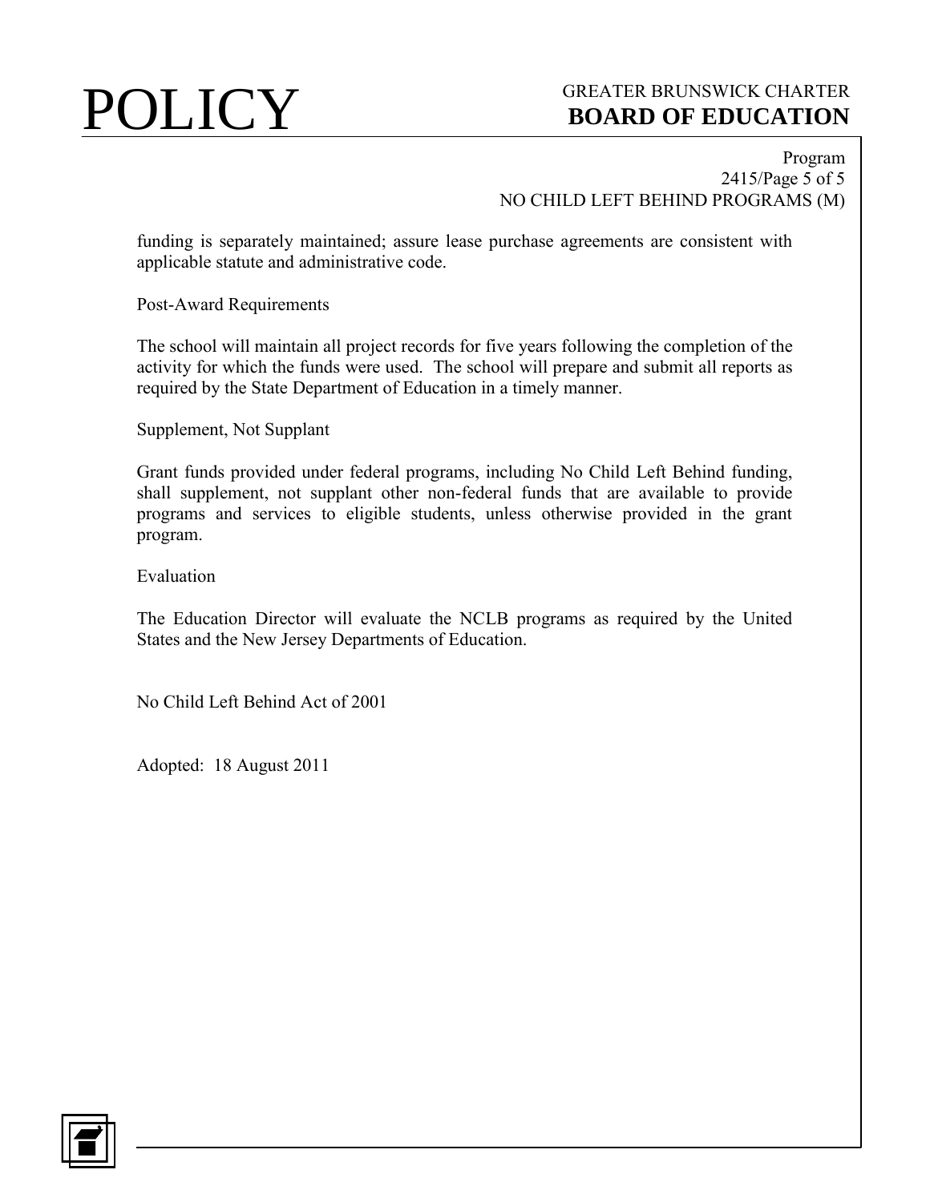funding is separately maintained; assure lease purchase agreements are consistent with applicable statute and administrative code.

Post-Award Requirements

The school will maintain all project records for five years following the completion of the activity for which the funds were used. The school will prepare and submit all reports as required by the State Department of Education in a timely manner.

Supplement, Not Supplant

Grant funds provided under federal programs, including No Child Left Behind funding, shall supplement, not supplant other non-federal funds that are available to provide programs and services to eligible students, unless otherwise provided in the grant program.

Evaluation

The Education Director will evaluate the NCLB programs as required by the United States and the New Jersey Departments of Education.

No Child Left Behind Act of 2001

Adopted: 18 August 2011